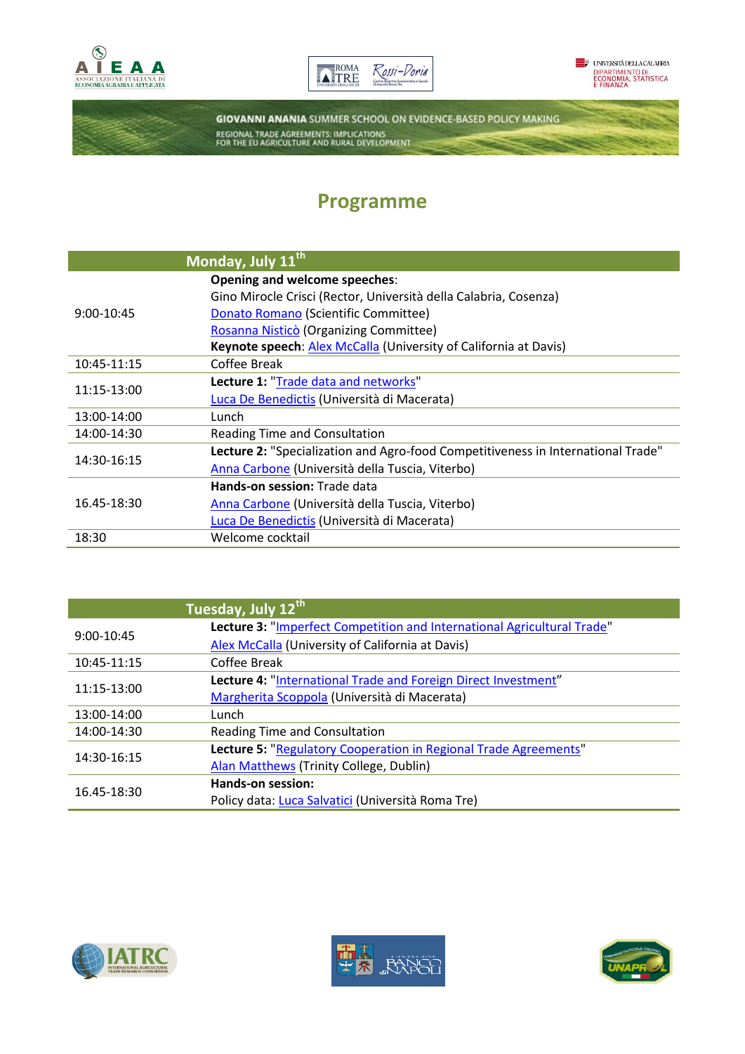GIOVANNI ANANIA SUMMER SCHOOL ON EVIDENCE-BASED POLICY MAKING

REGIONAL TRADE AGREEMENTS: IMPLICATIONS FOR THE EU AGRICULTURE AND RURAL DEVELOPMENT

# Programme

| | Monday, July 11th |
|---|---|
| 9:00-10:45 | **Opening and welcome speeches**:<br>Gino Mirocle Crisci (Rector, Università della Calabria, Cosenza)<br>Donato Romano (Scientific Committee)<br>Rosanna Nisticò (Organizing Committee)<br>**Keynote speech**: Alex McCalla (University of California at Davis) |
| 10:45-11:15 | Coffee Break |
| 11:15-13:00 | **Lecture 1:** "Trade data and networks"<br>Luca De Benedictis (Università di Macerata) |
| 13:00-14:00 | Lunch |
| 14:00-14:30 | Reading Time and Consultation |
| 14:30-16:15 | **Lecture 2:** "Specialization and Agro-food Competitiveness in International Trade"<br>Anna Carbone (Università della Tuscia, Viterbo) |
| 16.45-18:30 | **Hands-on session:** Trade data<br>Anna Carbone (Università della Tuscia, Viterbo)<br>Luca De Benedictis (Università di Macerata) |
| 18:30 | Welcome cocktail |

| | Tuesday, July 12th |
|---|---|
| 9:00-10:45 | **Lecture 3:** "Imperfect Competition and International Agricultural Trade"<br>Alex McCalla (University of California at Davis) |
| 10:45-11:15 | Coffee Break |
| 11:15-13:00 | **Lecture 4:** "International Trade and Foreign Direct Investment"<br>Margherita Scoppola (Università di Macerata) |
| 13:00-14:00 | Lunch |
| 14:00-14:30 | Reading Time and Consultation |
| 14:30-16:15 | **Lecture 5:** "Regulatory Cooperation in Regional Trade Agreements"<br>Alan Matthews (Trinity College, Dublin) |
| 16.45-18:30 | **Hands-on session:**<br>Policy data: Luca Salvatici (Università Roma Tre) |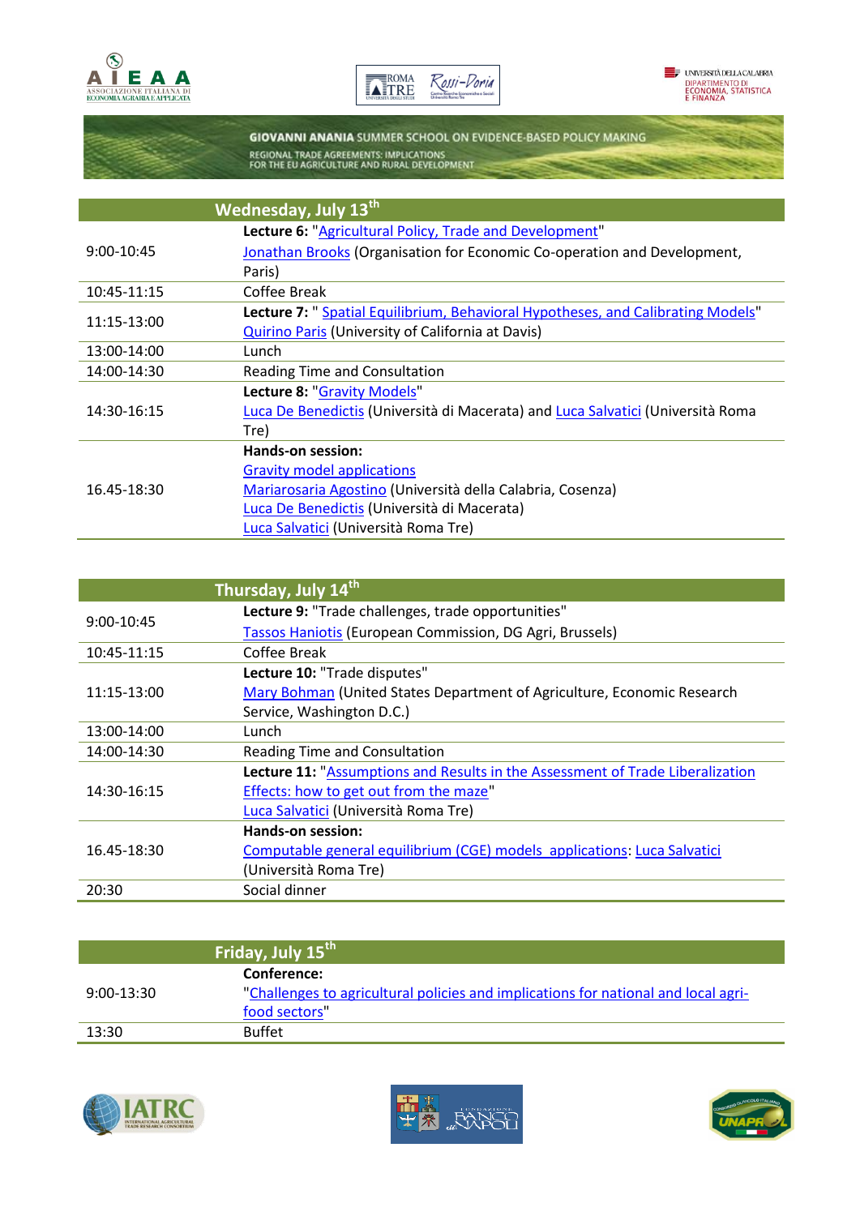GIOVANNI ANANIA SUMMER SCHOOL ON EVIDENCE-BASED POLICY MAKING

REGIONAL TRADE AGREEMENTS: IMPLICATIONS FOR THE EU AGRICULTURE AND RURAL DEVELOPMENT

| | Wednesday, July 13th |
|---|---|
| 9:00-10:45 | **Lecture 6:** "Agricultural Policy, Trade and Development" Jonathan Brooks (Organisation for Economic Co-operation and Development, Paris) |
| 10:45-11:15 | Coffee Break |
| 11:15-13:00 | **Lecture 7:** " Spatial Equilibrium, Behavioral Hypotheses, and Calibrating Models" Quirino Paris (University of California at Davis) |
| 13:00-14:00 | Lunch |
| 14:00-14:30 | Reading Time and Consultation |
| 14:30-16:15 | **Lecture 8:** "Gravity Models" Luca De Benedictis (Università di Macerata) and Luca Salvatici (Università Roma Tre) |
| 16.45-18:30 | **Hands-on session:** Gravity model applications Mariarosaria Agostino (Università della Calabria, Cosenza) Luca De Benedictis (Università di Macerata) Luca Salvatici (Università Roma Tre) |

| | Thursday, July 14th |
|---|---|
| 9:00-10:45 | **Lecture 9:** "Trade challenges, trade opportunities" Tassos Haniotis (European Commission, DG Agri, Brussels) |
| 10:45-11:15 | Coffee Break |
| 11:15-13:00 | **Lecture 10:** "Trade disputes" Mary Bohman (United States Department of Agriculture, Economic Research Service, Washington D.C.) |
| 13:00-14:00 | Lunch |
| 14:00-14:30 | Reading Time and Consultation |
| 14:30-16:15 | **Lecture 11:** "Assumptions and Results in the Assessment of Trade Liberalization Effects: how to get out from the maze" Luca Salvatici (Università Roma Tre) |
| 16.45-18:30 | **Hands-on session:** Computable general equilibrium (CGE) models applications: Luca Salvatici (Università Roma Tre) |
| 20:30 | Social dinner |

| | Friday, July 15th |
|---|---|
| 9:00-13:30 | **Conference:** "Challenges to agricultural policies and implications for national and local agri-food sectors" |
| 13:30 | Buffet |